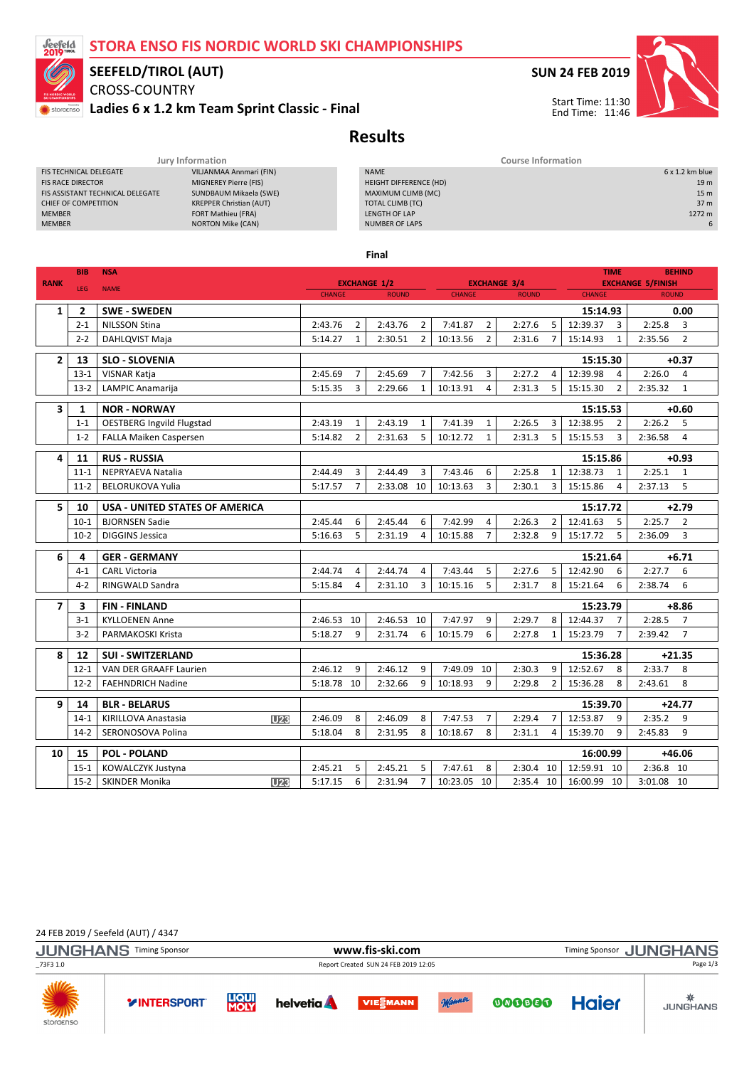# STORA ENSO FIS NORDIC WORLD SKI CHAMPIONSHIPS

## SEEFELD/TIROL (AUT)

CROSS-COUNTRY

**Ladies 6 x 1.2 km Team Sprint Classic - Final**

**SUN 24 FEB 2019**

Start Time: 11:30
End Time: 11:46

# Results

| Jury Information | |
|---|---|
| FIS TECHNICAL DELEGATE | VILJANMAA Annmari (FIN) |
| FIS RACE DIRECTOR | MIGNEREY Pierre (FIS) |
| FIS ASSISTANT TECHNICAL DELEGATE | SUNDBAUM Mikaela (SWE) |
| CHIEF OF COMPETITION | KREPPER Christian (AUT) |
| MEMBER | FORT Mathieu (FRA) |
| MEMBER | NORTON Mike (CAN) |

| Course Information | |
|---|---|
| NAME | 6 x 1.2 km blue |
| HEIGHT DIFFERENCE (HD) | 19 m |
| MAXIMUM CLIMB (MC) | 15 m |
| TOTAL CLIMB (TC) | 37 m |
| LENGTH OF LAP | 1272 m |
| NUMBER OF LAPS | 6 |

**Final**

| RANK | BIB / LEG | NSA / NAME | | EXCHANGE 1/2 CHANGE | | EXCHANGE 1/2 ROUND | | EXCHANGE 3/4 CHANGE | | EXCHANGE 3/4 ROUND | | EXCHANGE 5/FINISH CHANGE (TIME) | | EXCHANGE 5/FINISH ROUND (BEHIND) | |
|---|---|---|---|---|---|---|---|---|---|---|---|---|---|---|---|
| 1 | 2 | SWE - SWEDEN | | | | | | | | | | 15:14.93 | | 0.00 | |
| | 2-1 | NILSSON Stina | | 2:43.76 | 2 | 2:43.76 | 2 | 7:41.87 | 2 | 2:27.6 | 5 | 12:39.37 | 3 | 2:25.8 | 3 |
| | 2-2 | DAHLQVIST Maja | | 5:14.27 | 1 | 2:30.51 | 2 | 10:13.56 | 2 | 2:31.6 | 7 | 15:14.93 | 1 | 2:35.56 | 2 |
| 2 | 13 | SLO - SLOVENIA | | | | | | | | | | 15:15.30 | | +0.37 | |
| | 13-1 | VISNAR Katja | | 2:45.69 | 7 | 2:45.69 | 7 | 7:42.56 | 3 | 2:27.2 | 4 | 12:39.98 | 4 | 2:26.0 | 4 |
| | 13-2 | LAMPIC Anamarija | | 5:15.35 | 3 | 2:29.66 | 1 | 10:13.91 | 4 | 2:31.3 | 5 | 15:15.30 | 2 | 2:35.32 | 1 |
| 3 | 1 | NOR - NORWAY | | | | | | | | | | 15:15.53 | | +0.60 | |
| | 1-1 | OESTBERG Ingvild Flugstad | | 2:43.19 | 1 | 2:43.19 | 1 | 7:41.39 | 1 | 2:26.5 | 3 | 12:38.95 | 2 | 2:26.2 | 5 |
| | 1-2 | FALLA Maiken Caspersen | | 5:14.82 | 2 | 2:31.63 | 5 | 10:12.72 | 1 | 2:31.3 | 5 | 15:15.53 | 3 | 2:36.58 | 4 |
| 4 | 11 | RUS - RUSSIA | | | | | | | | | | 15:15.86 | | +0.93 | |
| | 11-1 | NEPRYAEVA Natalia | | 2:44.49 | 3 | 2:44.49 | 3 | 7:43.46 | 6 | 2:25.8 | 1 | 12:38.73 | 1 | 2:25.1 | 1 |
| | 11-2 | BELORUKOVA Yulia | | 5:17.57 | 7 | 2:33.08 | 10 | 10:13.63 | 3 | 2:30.1 | 3 | 15:15.86 | 4 | 2:37.13 | 5 |
| 5 | 10 | USA - UNITED STATES OF AMERICA | | | | | | | | | | 15:17.72 | | +2.79 | |
| | 10-1 | BJORNSEN Sadie | | 2:45.44 | 6 | 2:45.44 | 6 | 7:42.99 | 4 | 2:26.3 | 2 | 12:41.63 | 5 | 2:25.7 | 2 |
| | 10-2 | DIGGINS Jessica | | 5:16.63 | 5 | 2:31.19 | 4 | 10:15.88 | 7 | 2:32.8 | 9 | 15:17.72 | 5 | 2:36.09 | 3 |
| 6 | 4 | GER - GERMANY | | | | | | | | | | 15:21.64 | | +6.71 | |
| | 4-1 | CARL Victoria | | 2:44.74 | 4 | 2:44.74 | 4 | 7:43.44 | 5 | 2:27.6 | 5 | 12:42.90 | 6 | 2:27.7 | 6 |
| | 4-2 | RINGWALD Sandra | | 5:15.84 | 4 | 2:31.10 | 3 | 10:15.16 | 5 | 2:31.7 | 8 | 15:21.64 | 6 | 2:38.74 | 6 |
| 7 | 3 | FIN - FINLAND | | | | | | | | | | 15:23.79 | | +8.86 | |
| | 3-1 | KYLLOENEN Anne | | 2:46.53 | 10 | 2:46.53 | 10 | 7:47.97 | 9 | 2:29.7 | 8 | 12:44.37 | 7 | 2:28.5 | 7 |
| | 3-2 | PARMAKOSKI Krista | | 5:18.27 | 9 | 2:31.74 | 6 | 10:15.79 | 6 | 2:27.8 | 1 | 15:23.79 | 7 | 2:39.42 | 7 |
| 8 | 12 | SUI - SWITZERLAND | | | | | | | | | | 15:36.28 | | +21.35 | |
| | 12-1 | VAN DER GRAAFF Laurien | | 2:46.12 | 9 | 2:46.12 | 9 | 7:49.09 | 10 | 2:30.3 | 9 | 12:52.67 | 8 | 2:33.7 | 8 |
| | 12-2 | FAEHNDRICH Nadine | | 5:18.78 | 10 | 2:32.66 | 9 | 10:18.93 | 9 | 2:29.8 | 2 | 15:36.28 | 8 | 2:43.61 | 8 |
| 9 | 14 | BLR - BELARUS | | | | | | | | | | 15:39.70 | | +24.77 | |
| | 14-1 | KIRILLOVA Anastasia | U23 | 2:46.09 | 8 | 2:46.09 | 8 | 7:47.53 | 7 | 2:29.4 | 7 | 12:53.87 | 9 | 2:35.2 | 9 |
| | 14-2 | SERONOSOVA Polina | | 5:18.04 | 8 | 2:31.95 | 8 | 10:18.67 | 8 | 2:31.1 | 4 | 15:39.70 | 9 | 2:45.83 | 9 |
| 10 | 15 | POL - POLAND | | | | | | | | | | 16:00.99 | | +46.06 | |
| | 15-1 | KOWALCZYK Justyna | | 2:45.21 | 5 | 2:45.21 | 5 | 7:47.61 | 8 | 2:30.4 | 10 | 12:59.91 | 10 | 2:36.8 | 10 |
| | 15-2 | SKINDER Monika | U23 | 5:17.15 | 6 | 2:31.94 | 7 | 10:23.05 | 10 | 2:35.4 | 10 | 16:00.99 | 10 | 3:01.08 | 10 |

24 FEB 2019 / Seefeld (AUT) / 4347

JUNGHANS Timing Sponsor | www.fis-ski.com | Timing Sponsor JUNGHANS

_73F3 1.0 | Report Created SUN 24 FEB 2019 12:05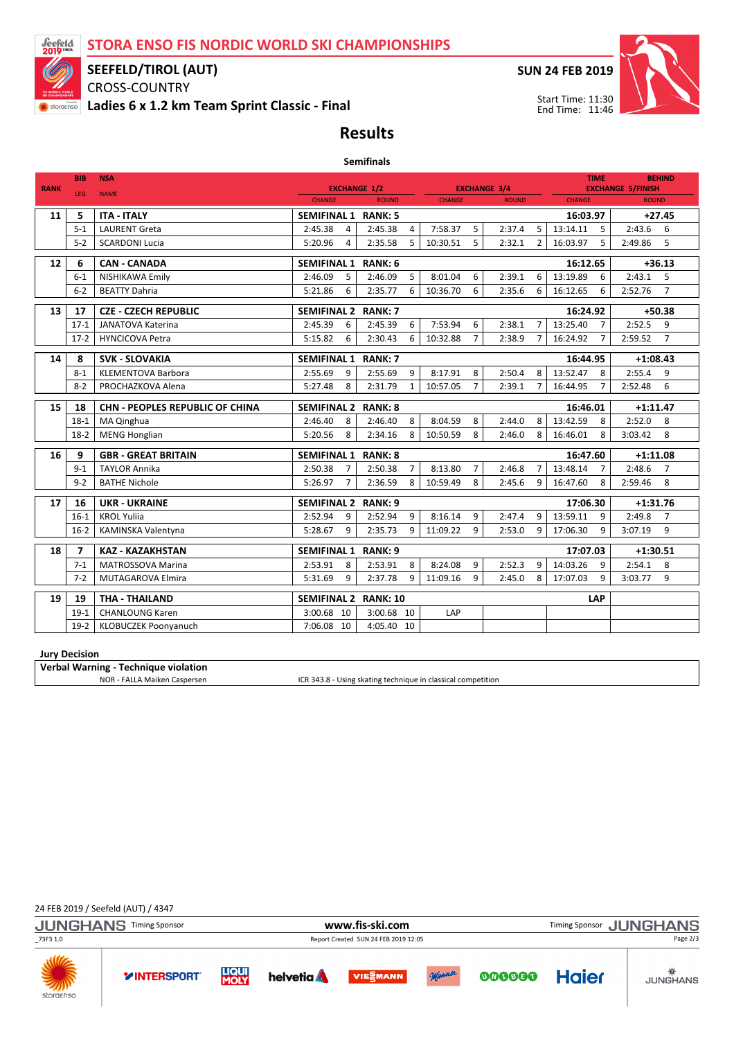# STORA ENSO FIS NORDIC WORLD SKI CHAMPIONSHIPS

## SEEFELD/TIROL (AUT)

CROSS-COUNTRY

**Ladies 6 x 1.2 km Team Sprint Classic - Final**

SUN 24 FEB 2019

Start Time: 11:30
End Time: 11:46

## Results

### Semifinals

| RANK | BIB / LEG | NSA / NAME | EXCHANGE 1/2 CHANGE | | EXCHANGE 1/2 ROUND | | EXCHANGE 3/4 CHANGE | | EXCHANGE 3/4 ROUND | | EXCHANGE 5/FINISH CHANGE (TIME) | | EXCHANGE 5/FINISH ROUND (BEHIND) | |
|---|---|---|---|---|---|---|---|---|---|---|---|---|---|---|
| 11 | 5 | **ITA - ITALY** | **SEMIFINAL 1** | | **RANK: 5** | | | | | | **16:03.97** | | **+27.45** | |
| | 5-1 | LAURENT Greta | 2:45.38 | 4 | 2:45.38 | 4 | 7:58.37 | 5 | 2:37.4 | 5 | 13:14.11 | 5 | 2:43.6 | 6 |
| | 5-2 | SCARDONI Lucia | 5:20.96 | 4 | 2:35.58 | 5 | 10:30.51 | 5 | 2:32.1 | 2 | 16:03.97 | 5 | 2:49.86 | 5 |
| 12 | 6 | **CAN - CANADA** | **SEMIFINAL 1** | | **RANK: 6** | | | | | | **16:12.65** | | **+36.13** | |
| | 6-1 | NISHIKAWA Emily | 2:46.09 | 5 | 2:46.09 | 5 | 8:01.04 | 6 | 2:39.1 | 6 | 13:19.89 | 6 | 2:43.1 | 5 |
| | 6-2 | BEATTY Dahria | 5:21.86 | 6 | 2:35.77 | 6 | 10:36.70 | 6 | 2:35.6 | 6 | 16:12.65 | 6 | 2:52.76 | 7 |
| 13 | 17 | **CZE - CZECH REPUBLIC** | **SEMIFINAL 2** | | **RANK: 7** | | | | | | **16:24.92** | | **+50.38** | |
| | 17-1 | JANATOVA Katerina | 2:45.39 | 6 | 2:45.39 | 6 | 7:53.94 | 6 | 2:38.1 | 7 | 13:25.40 | 7 | 2:52.5 | 9 |
| | 17-2 | HYNCICOVA Petra | 5:15.82 | 6 | 2:30.43 | 6 | 10:32.88 | 7 | 2:38.9 | 7 | 16:24.92 | 7 | 2:59.52 | 7 |
| 14 | 8 | **SVK - SLOVAKIA** | **SEMIFINAL 1** | | **RANK: 7** | | | | | | **16:44.95** | | **+1:08.43** | |
| | 8-1 | KLEMENTOVA Barbora | 2:55.69 | 9 | 2:55.69 | 9 | 8:17.91 | 8 | 2:50.4 | 8 | 13:52.47 | 8 | 2:55.4 | 9 |
| | 8-2 | PROCHAZKOVA Alena | 5:27.48 | 8 | 2:31.79 | 1 | 10:57.05 | 7 | 2:39.1 | 7 | 16:44.95 | 7 | 2:52.48 | 6 |
| 15 | 18 | **CHN - PEOPLES REPUBLIC OF CHINA** | **SEMIFINAL 2** | | **RANK: 8** | | | | | | **16:46.01** | | **+1:11.47** | |
| | 18-1 | MA Qinghua | 2:46.40 | 8 | 2:46.40 | 8 | 8:04.59 | 8 | 2:44.0 | 8 | 13:42.59 | 8 | 2:52.0 | 8 |
| | 18-2 | MENG Honglian | 5:20.56 | 8 | 2:34.16 | 8 | 10:50.59 | 8 | 2:46.0 | 8 | 16:46.01 | 8 | 3:03.42 | 8 |
| 16 | 9 | **GBR - GREAT BRITAIN** | **SEMIFINAL 1** | | **RANK: 8** | | | | | | **16:47.60** | | **+1:11.08** | |
| | 9-1 | TAYLOR Annika | 2:50.38 | 7 | 2:50.38 | 7 | 8:13.80 | 7 | 2:46.8 | 7 | 13:48.14 | 7 | 2:48.6 | 7 |
| | 9-2 | BATHE Nichole | 5:26.97 | 7 | 2:36.59 | 8 | 10:59.49 | 8 | 2:45.6 | 9 | 16:47.60 | 8 | 2:59.46 | 8 |
| 17 | 16 | **UKR - UKRAINE** | **SEMIFINAL 2** | | **RANK: 9** | | | | | | **17:06.30** | | **+1:31.76** | |
| | 16-1 | KROL Yuliia | 2:52.94 | 9 | 2:52.94 | 9 | 8:16.14 | 9 | 2:47.4 | 9 | 13:59.11 | 9 | 2:49.8 | 7 |
| | 16-2 | KAMINSKA Valentyna | 5:28.67 | 9 | 2:35.73 | 9 | 11:09.22 | 9 | 2:53.0 | 9 | 17:06.30 | 9 | 3:07.19 | 9 |
| 18 | 7 | **KAZ - KAZAKHSTAN** | **SEMIFINAL 1** | | **RANK: 9** | | | | | | **17:07.03** | | **+1:30.51** | |
| | 7-1 | MATROSSOVA Marina | 2:53.91 | 8 | 2:53.91 | 8 | 8:24.08 | 9 | 2:52.3 | 9 | 14:03.26 | 9 | 2:54.1 | 8 |
| | 7-2 | MUTAGAROVA Elmira | 5:31.69 | 9 | 2:37.78 | 9 | 11:09.16 | 9 | 2:45.0 | 8 | 17:07.03 | 9 | 3:03.77 | 9 |
| 19 | 19 | **THA - THAILAND** | **SEMIFINAL 2** | | **RANK: 10** | | | | | | **LAP** | | | |
| | 19-1 | CHANLOUNG Karen | 3:00.68 | 10 | 3:00.68 | 10 | LAP | | | | | | | |
| | 19-2 | KLOBUCZEK Poonyanuch | 7:06.08 | 10 | 4:05.40 | 10 | | | | | | | | |

**Jury Decision**

| **Verbal Warning - Technique violation** | |
|---|---|
| NOR - FALLA Maiken Caspersen | ICR 343.8 - Using skating technique in classical competition |

24 FEB 2019 / Seefeld (AUT) / 4347

Report Created SUN 24 FEB 2019 12:05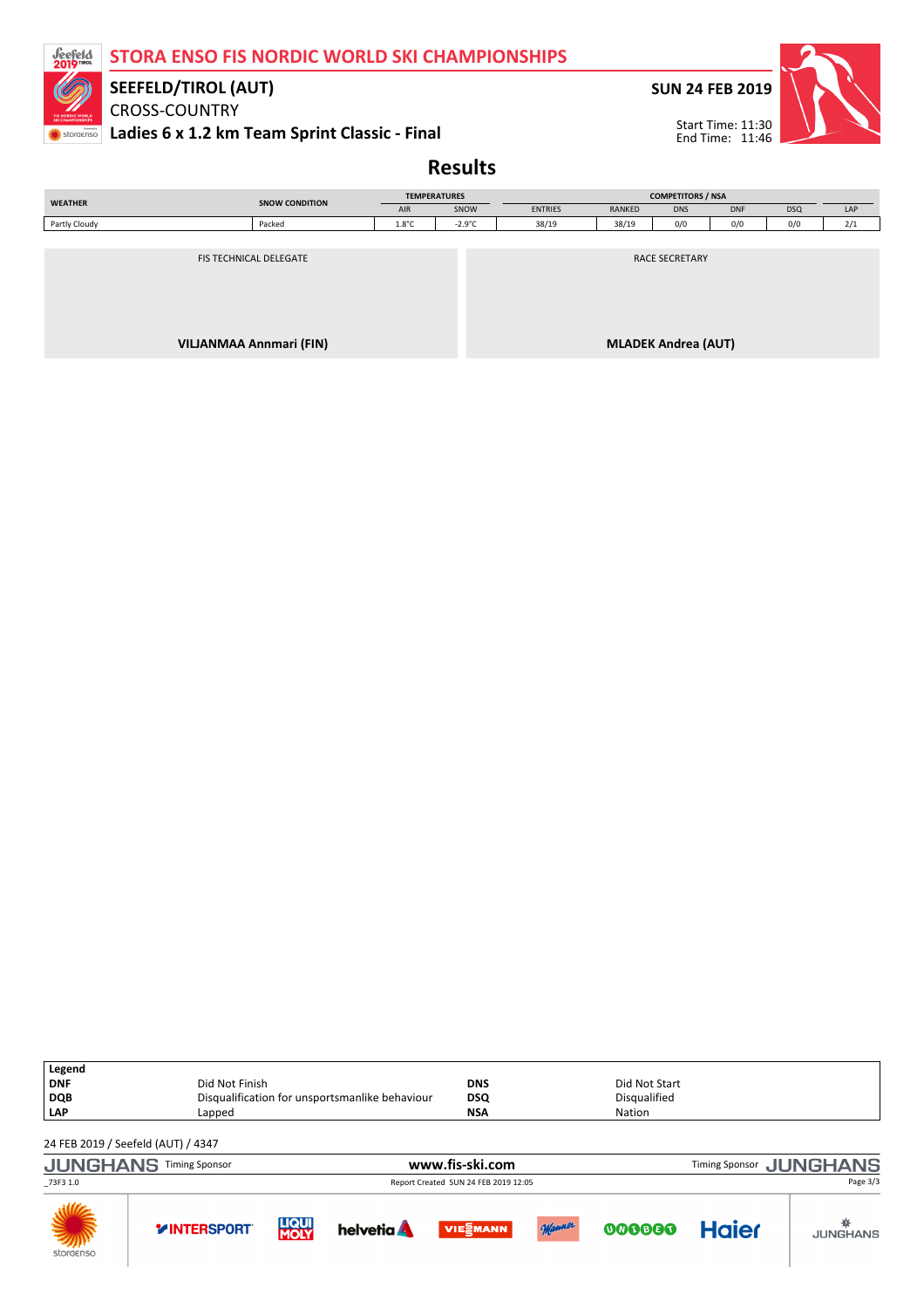# STORA ENSO FIS NORDIC WORLD SKI CHAMPIONSHIPS

## SEEFELD/TIROL (AUT)

CROSS-COUNTRY

**Ladies 6 x 1.2 km Team Sprint Classic - Final**

**SUN 24 FEB 2019**

Start Time: 11:30
End Time: 11:46

## Results

| WEATHER | SNOW CONDITION | TEMPERATURES | | COMPETITORS / NSA | | | | | |
|---|---|---|---|---|---|---|---|---|---|
| | | AIR | SNOW | ENTRIES | RANKED | DNS | DNF | DSQ | LAP |
| Partly Cloudy | Packed | 1.8°C | -2.9°C | 38/19 | 38/19 | 0/0 | 0/0 | 0/0 | 2/1 |

| FIS TECHNICAL DELEGATE | RACE SECRETARY |
|---|---|
| **VILJANMAA Annmari (FIN)** | **MLADEK Andrea (AUT)** |

| Legend | | | |
|---|---|---|---|
| **DNF** | Did Not Finish | **DNS** | Did Not Start |
| **DQB** | Disqualification for unsportsmanlike behaviour | **DSQ** | Disqualified |
| **LAP** | Lapped | **NSA** | Nation |

24 FEB 2019 / Seefeld (AUT) / 4347

_73F3 1.0 — Report Created SUN 24 FEB 2019 12:05